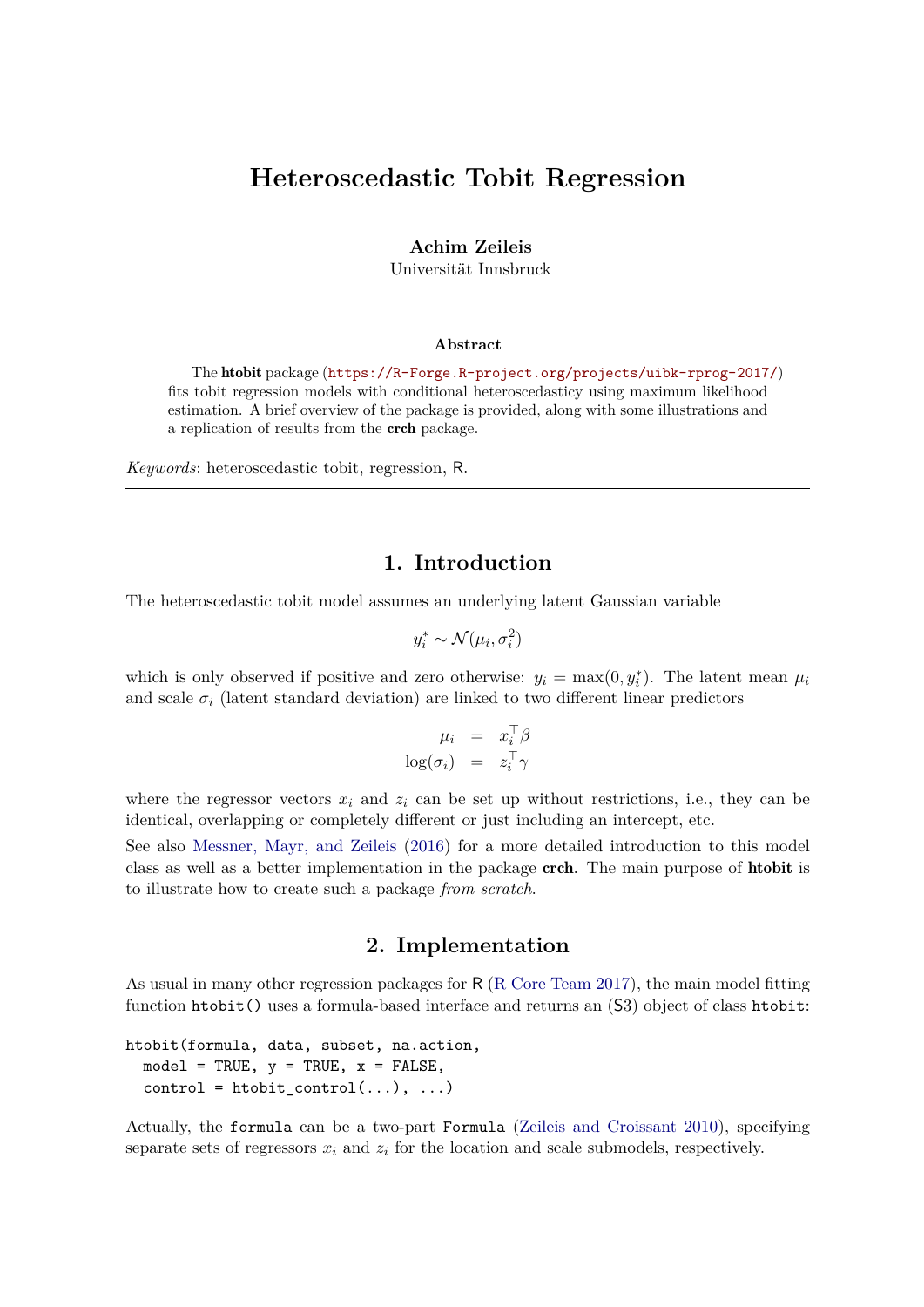# Heteroscedastic Tobit Regression

**Achim Zeileis**
Universität Innsbruck

### Abstract

The **htobit** package (https://R-Forge.R-project.org/projects/uibk-rprog-2017/) fits tobit regression models with conditional heteroscedasticy using maximum likelihood estimation. A brief overview of the package is provided, along with some illustrations and a replication of results from the **crch** package.

*Keywords*: heteroscedastic tobit, regression, R.

## 1. Introduction

The heteroscedastic tobit model assumes an underlying latent Gaussian variable

$$y_i^* \sim \mathcal{N}(\mu_i, \sigma_i^2)$$

which is only observed if positive and zero otherwise: $y_i = \max(0, y_i^*)$. The latent mean $\mu_i$ and scale $\sigma_i$ (latent standard deviation) are linked to two different linear predictors

$$\begin{aligned} \mu_i &= x_i^\top \beta \\ \log(\sigma_i) &= z_i^\top \gamma \end{aligned}$$

where the regressor vectors $x_i$ and $z_i$ can be set up without restrictions, i.e., they can be identical, overlapping or completely different or just including an intercept, etc.

See also Messner, Mayr, and Zeileis (2016) for a more detailed introduction to this model class as well as a better implementation in the package **crch**. The main purpose of **htobit** is to illustrate how to create such a package *from scratch*.

## 2. Implementation

As usual in many other regression packages for R (R Core Team 2017), the main model fitting function `htobit()` uses a formula-based interface and returns an (S3) object of class `htobit`:

```
htobit(formula, data, subset, na.action,
  model = TRUE, y = TRUE, x = FALSE,
  control = htobit_control(...), ...)
```

Actually, the `formula` can be a two-part `Formula` (Zeileis and Croissant 2010), specifying separate sets of regressors $x_i$ and $z_i$ for the location and scale submodels, respectively.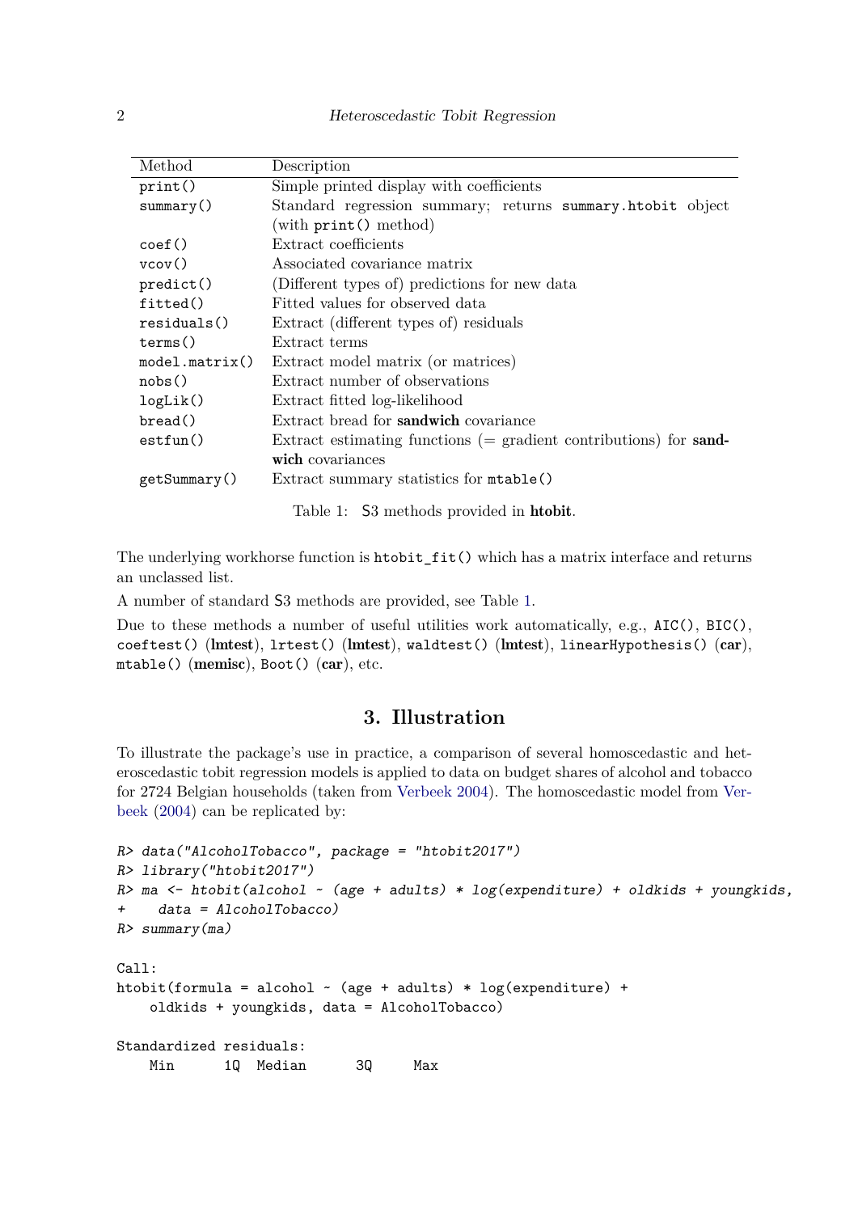| Method | Description |
|---|---|
| `print()` | Simple printed display with coefficients |
| `summary()` | Standard regression summary; returns `summary.htobit` object (with `print()` method) |
| `coef()` | Extract coefficients |
| `vcov()` | Associated covariance matrix |
| `predict()` | (Different types of) predictions for new data |
| `fitted()` | Fitted values for observed data |
| `residuals()` | Extract (different types of) residuals |
| `terms()` | Extract terms |
| `model.matrix()` | Extract model matrix (or matrices) |
| `nobs()` | Extract number of observations |
| `logLik()` | Extract fitted log-likelihood |
| `bread()` | Extract bread for **sandwich** covariance |
| `estfun()` | Extract estimating functions (= gradient contributions) for **sandwich** covariances |
| `getSummary()` | Extract summary statistics for `mtable()` |

Table 1: S3 methods provided in **htobit**.

The underlying workhorse function is `htobit_fit()` which has a matrix interface and returns an unclassed list.

A number of standard S3 methods are provided, see Table 1.

Due to these methods a number of useful utilities work automatically, e.g., `AIC()`, `BIC()`, `coeftest()` (**lmtest**), `lrtest()` (**lmtest**), `waldtest()` (**lmtest**), `linearHypothesis()` (**car**), `mtable()` (**memisc**), `Boot()` (**car**), etc.

# 3. Illustration

To illustrate the package's use in practice, a comparison of several homoscedastic and heteroscedastic tobit regression models is applied to data on budget shares of alcohol and tobacco for 2724 Belgian households (taken from Verbeek 2004). The homoscedastic model from Verbeek (2004) can be replicated by:

```
R> data("AlcoholTobacco", package = "htobit2017")
R> library("htobit2017")
R> ma <- htobit(alcohol ~ (age + adults) * log(expenditure) + oldkids + youngkids,
+    data = AlcoholTobacco)
R> summary(ma)

Call:
htobit(formula = alcohol ~ (age + adults) * log(expenditure) +
    oldkids + youngkids, data = AlcoholTobacco)

Standardized residuals:
    Min      1Q  Median      3Q     Max
```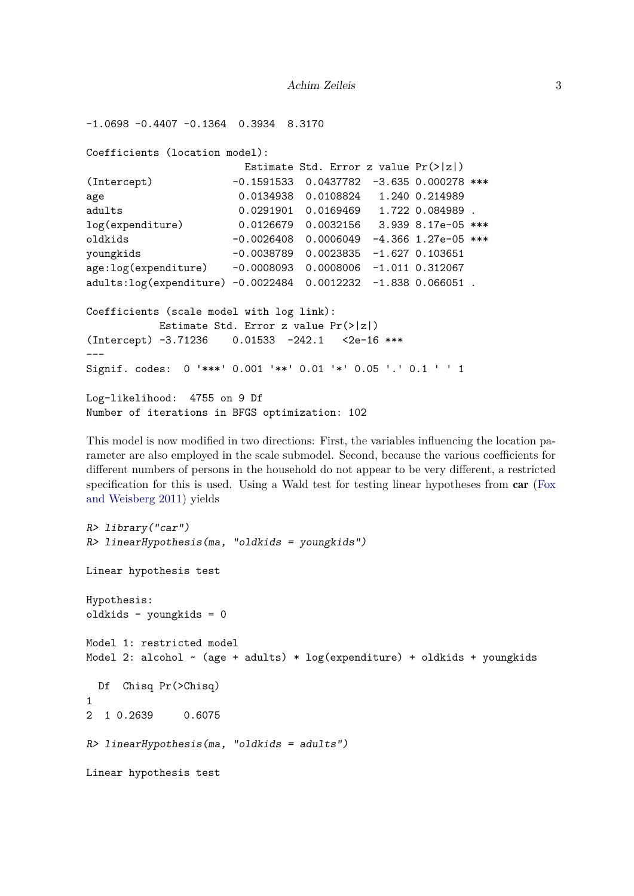```
-1.0698 -0.4407 -0.1364  0.3934  8.3170

Coefficients (location model):
                         Estimate Std. Error z value Pr(>|z|)    
(Intercept)            -0.1591533  0.0437782  -3.635 0.000278 ***
age                     0.0134938  0.0108824   1.240 0.214989    
adults                  0.0291901  0.0169469   1.722 0.084989 .  
log(expenditure)        0.0126679  0.0032156   3.939 8.17e-05 ***
oldkids                -0.0026408  0.0006049  -4.366 1.27e-05 ***
youngkids              -0.0038789  0.0023835  -1.627 0.103651    
age:log(expenditure)   -0.0008093  0.0008006  -1.011 0.312067    
adults:log(expenditure) -0.0022484  0.0012232  -1.838 0.066051 .  

Coefficients (scale model with log link):
            Estimate Std. Error z value Pr(>|z|)    
(Intercept) -3.71236    0.01533  -242.1   <2e-16 ***
---
Signif. codes:  0 '***' 0.001 '**' 0.01 '*' 0.05 '.' 0.1 ' ' 1

Log-likelihood:  4755 on 9 Df
Number of iterations in BFGS optimization: 102
```

This model is now modified in two directions: First, the variables influencing the location parameter are also employed in the scale submodel. Second, because the various coefficients for different numbers of persons in the household do not appear to be very different, a restricted specification for this is used. Using a Wald test for testing linear hypotheses from **car** (Fox and Weisberg 2011) yields

```
R> library("car")
R> linearHypothesis(ma, "oldkids = youngkids")

Linear hypothesis test

Hypothesis:
oldkids - youngkids = 0

Model 1: restricted model
Model 2: alcohol ~ (age + adults) * log(expenditure) + oldkids + youngkids

  Df  Chisq Pr(>Chisq)
1                     
2  1 0.2639     0.6075

R> linearHypothesis(ma, "oldkids = adults")

Linear hypothesis test
```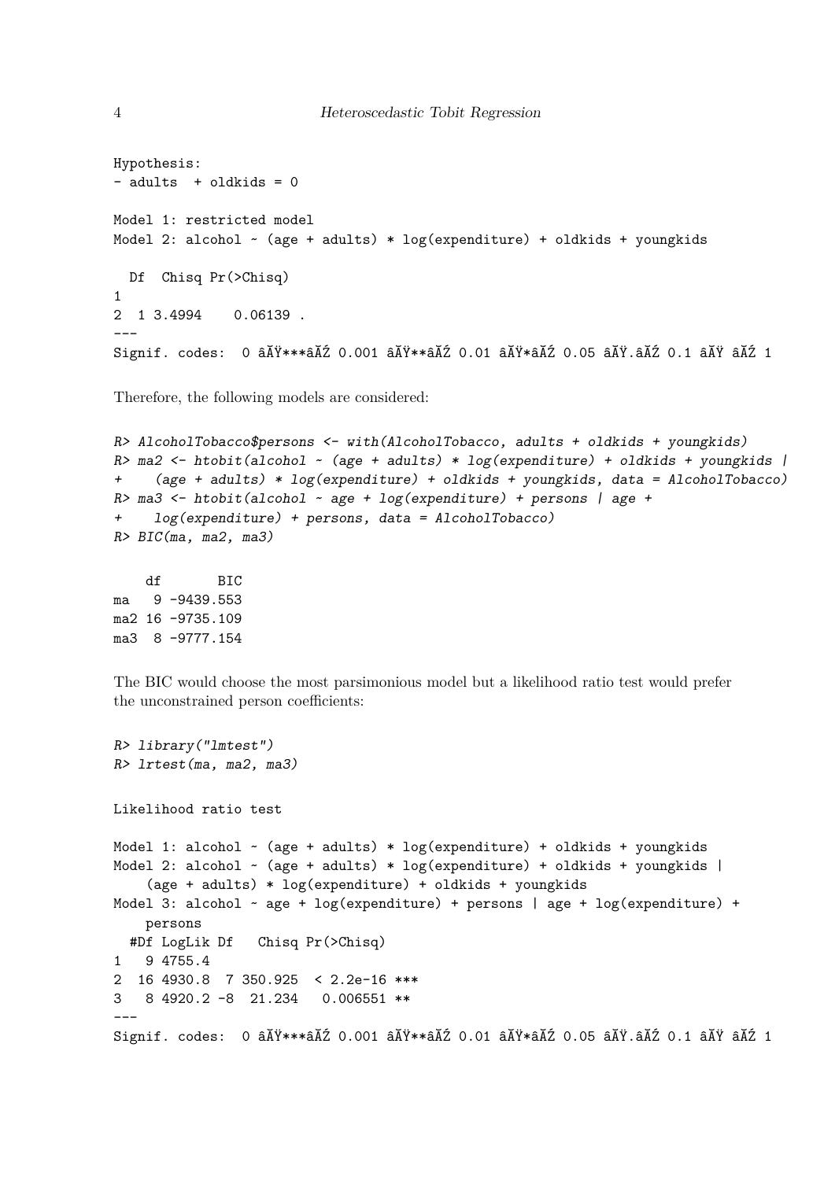```
Hypothesis:
- adults  + oldkids = 0

Model 1: restricted model
Model 2: alcohol ~ (age + adults) * log(expenditure) + oldkids + youngkids

  Df  Chisq Pr(>Chisq)
1
2  1 3.4994    0.06139 .
---
Signif. codes:  0 âĂŸ***âĂŹ 0.001 âĂŸ**âĂŹ 0.01 âĂŸ*âĂŹ 0.05 âĂŸ.âĂŹ 0.1 âĂŸ âĂŹ 1
```

Therefore, the following models are considered:

```
R> AlcoholTobacco$persons <- with(AlcoholTobacco, adults + oldkids + youngkids)
R> ma2 <- htobit(alcohol ~ (age + adults) * log(expenditure) + oldkids + youngkids |
+    (age + adults) * log(expenditure) + oldkids + youngkids, data = AlcoholTobacco)
R> ma3 <- htobit(alcohol ~ age + log(expenditure) + persons | age +
+    log(expenditure) + persons, data = AlcoholTobacco)
R> BIC(ma, ma2, ma3)
```

```
    df       BIC
ma   9 -9439.553
ma2 16 -9735.109
ma3  8 -9777.154
```

The BIC would choose the most parsimonious model but a likelihood ratio test would prefer the unconstrained person coefficients:

```
R> library("lmtest")
R> lrtest(ma, ma2, ma3)
```

```
Likelihood ratio test

Model 1: alcohol ~ (age + adults) * log(expenditure) + oldkids + youngkids
Model 2: alcohol ~ (age + adults) * log(expenditure) + oldkids + youngkids |
    (age + adults) * log(expenditure) + oldkids + youngkids
Model 3: alcohol ~ age + log(expenditure) + persons | age + log(expenditure) +
    persons
  #Df LogLik Df   Chisq Pr(>Chisq)
1   9 4755.4
2  16 4930.8  7 350.925  < 2.2e-16 ***
3   8 4920.2 -8  21.234   0.006551 **
---
Signif. codes:  0 âĂŸ***âĂŹ 0.001 âĂŸ**âĂŹ 0.01 âĂŸ*âĂŹ 0.05 âĂŸ.âĂŹ 0.1 âĂŸ âĂŹ 1
```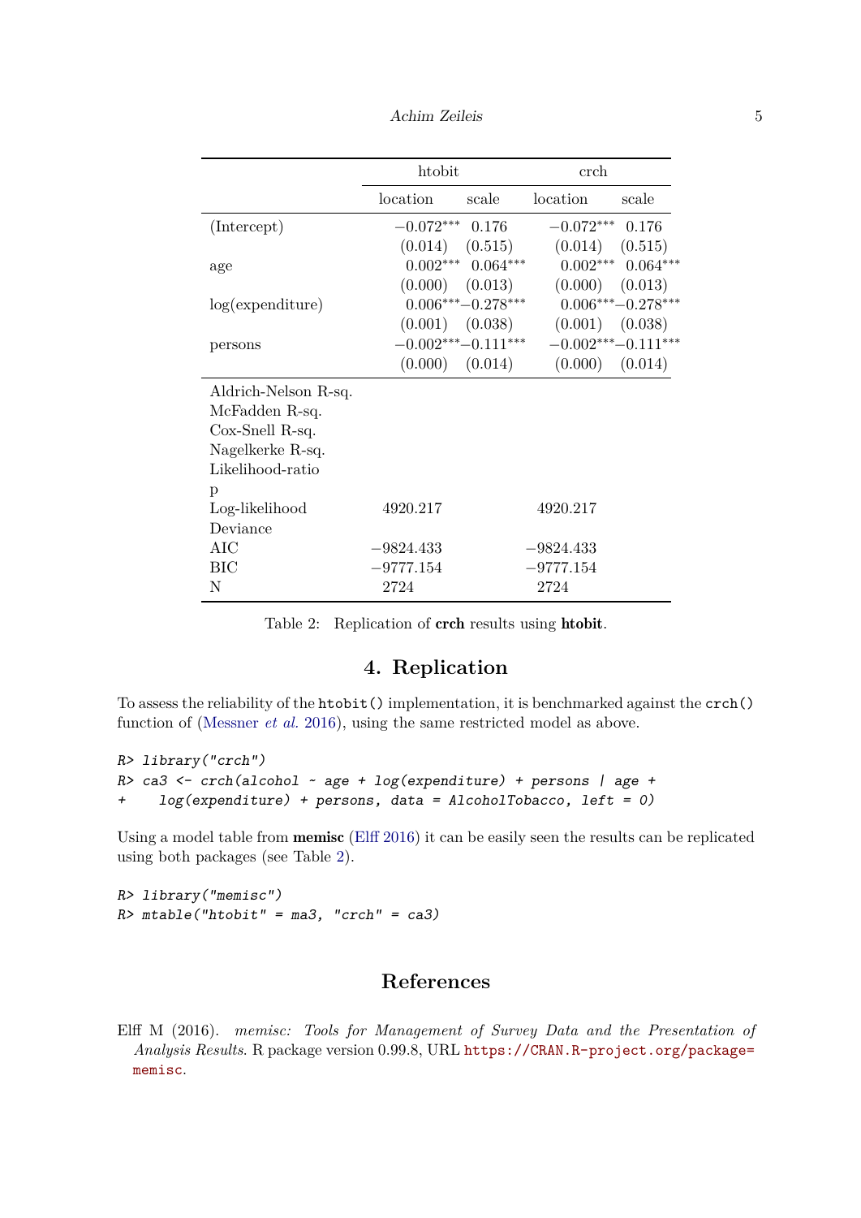| | htobit | | crch | |
|---|---|---|---|---|
| | location | scale | location | scale |
| (Intercept) | $-0.072^{***}$ | 0.176 | $-0.072^{***}$ | 0.176 |
| | (0.014) | (0.515) | (0.014) | (0.515) |
| age | $0.002^{***}$ | $0.064^{***}$ | $0.002^{***}$ | $0.064^{***}$ |
| | (0.000) | (0.013) | (0.000) | (0.013) |
| log(expenditure) | $0.006^{***}$ | $-0.278^{***}$ | $0.006^{***}$ | $-0.278^{***}$ |
| | (0.001) | (0.038) | (0.001) | (0.038) |
| persons | $-0.002^{***}$ | $-0.111^{***}$ | $-0.002^{***}$ | $-0.111^{***}$ |
| | (0.000) | (0.014) | (0.000) | (0.014) |
| Aldrich-Nelson R-sq. | | | | |
| McFadden R-sq. | | | | |
| Cox-Snell R-sq. | | | | |
| Nagelkerke R-sq. | | | | |
| Likelihood-ratio | | | | |
| p | | | | |
| Log-likelihood | 4920.217 | | 4920.217 | |
| Deviance | | | | |
| AIC | $-9824.433$ | | $-9824.433$ | |
| BIC | $-9777.154$ | | $-9777.154$ | |
| N | 2724 | | 2724 | |

Table 2: Replication of **crch** results using **htobit**.

# 4. Replication

To assess the reliability of the `htobit()` implementation, it is benchmarked against the `crch()` function of (Messner *et al.* 2016), using the same restricted model as above.

```
R> library("crch")
R> ca3 <- crch(alcohol ~ age + log(expenditure) + persons | age +
+    log(expenditure) + persons, data = AlcoholTobacco, left = 0)
```

Using a model table from **memisc** (Elff 2016) it can be easily seen the results can be replicated using both packages (see Table 2).

```
R> library("memisc")
R> mtable("htobit" = ma3, "crch" = ca3)
```

# References

Elff M (2016). *memisc: Tools for Management of Survey Data and the Presentation of Analysis Results*. R package version 0.99.8, URL https://CRAN.R-project.org/package=memisc.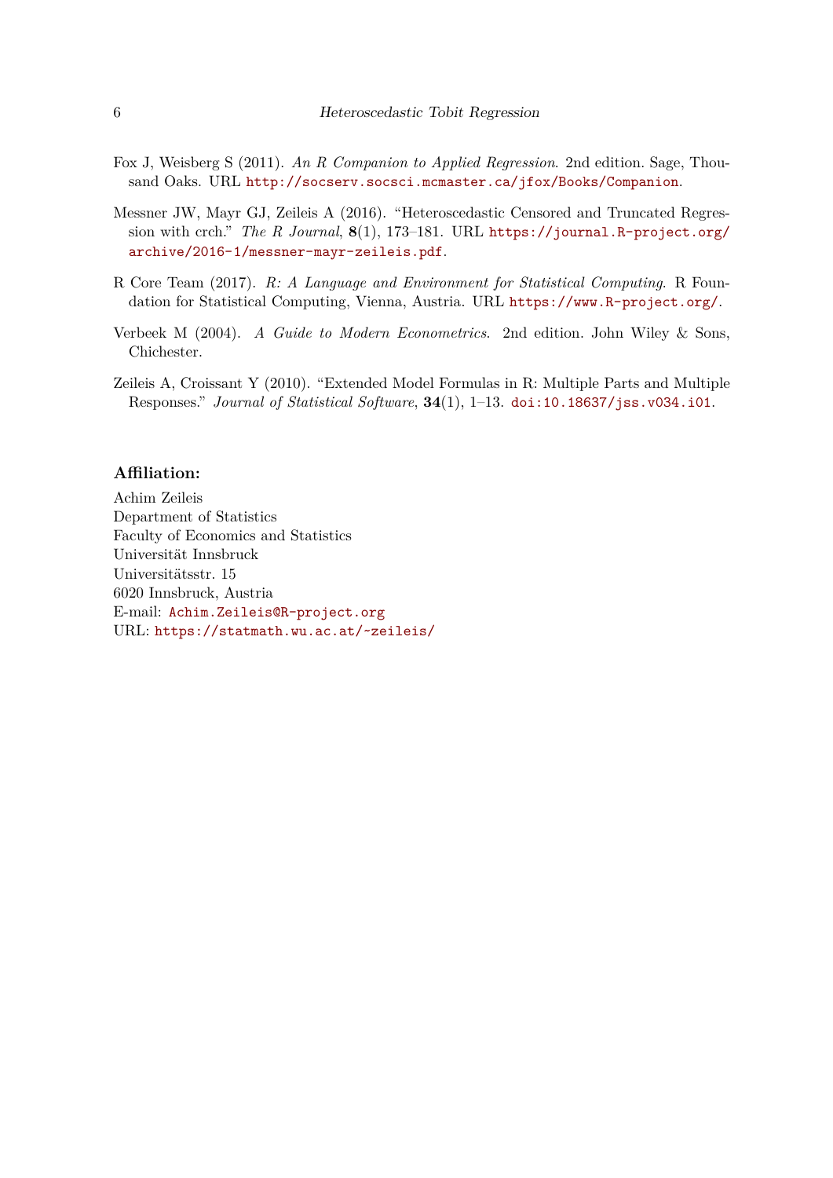Fox J, Weisberg S (2011). *An R Companion to Applied Regression*. 2nd edition. Sage, Thousand Oaks. URL http://socserv.socsci.mcmaster.ca/jfox/Books/Companion.

Messner JW, Mayr GJ, Zeileis A (2016). "Heteroscedastic Censored and Truncated Regression with crch." *The R Journal*, **8**(1), 173–181. URL https://journal.R-project.org/archive/2016-1/messner-mayr-zeileis.pdf.

R Core Team (2017). *R: A Language and Environment for Statistical Computing*. R Foundation for Statistical Computing, Vienna, Austria. URL https://www.R-project.org/.

Verbeek M (2004). *A Guide to Modern Econometrics*. 2nd edition. John Wiley & Sons, Chichester.

Zeileis A, Croissant Y (2010). "Extended Model Formulas in R: Multiple Parts and Multiple Responses." *Journal of Statistical Software*, **34**(1), 1–13. doi:10.18637/jss.v034.i01.

**Affiliation:**

Achim Zeileis
Department of Statistics
Faculty of Economics and Statistics
Universität Innsbruck
Universitätsstr. 15
6020 Innsbruck, Austria
E-mail: Achim.Zeileis@R-project.org
URL: https://statmath.wu.ac.at/~zeileis/